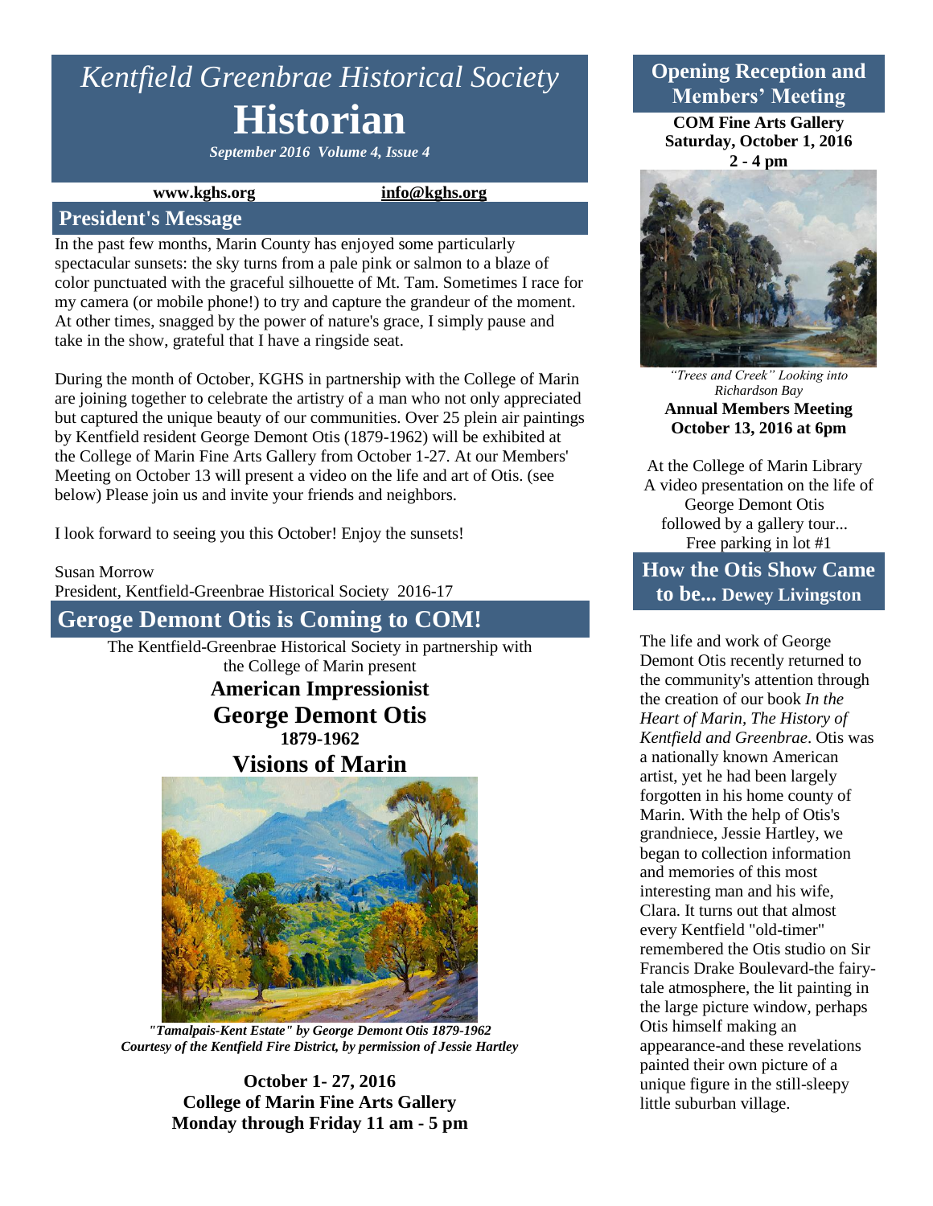# *Kentfield Greenbrae Historical Society*

# Historian

***September 2016 Volume 4, Issue 4***

**www.kghs.org** **info@kghs.org**

## President's Message

In the past few months, Marin County has enjoyed some particularly spectacular sunsets: the sky turns from a pale pink or salmon to a blaze of color punctuated with the graceful silhouette of Mt. Tam. Sometimes I race for my camera (or mobile phone!) to try and capture the grandeur of the moment. At other times, snagged by the power of nature's grace, I simply pause and take in the show, grateful that I have a ringside seat.

During the month of October, KGHS in partnership with the College of Marin are joining together to celebrate the artistry of a man who not only appreciated but captured the unique beauty of our communities. Over 25 plein air paintings by Kentfield resident George Demont Otis (1879-1962) will be exhibited at the College of Marin Fine Arts Gallery from October 1-27. At our Members' Meeting on October 13 will present a video on the life and art of Otis. (see below) Please join us and invite your friends and neighbors.

I look forward to seeing you this October! Enjoy the sunsets!

Susan Morrow
President, Kentfield-Greenbrae Historical Society 2016-17

## Geroge Demont Otis is Coming to COM!

The Kentfield-Greenbrae Historical Society in partnership with the College of Marin present

**American Impressionist**

**George Demont Otis**

**1879-1962**

**Visions of Marin**

***"Tamalpais-Kent Estate" by George Demont Otis 1879-1962***
***Courtesy of the Kentfield Fire District, by permission of Jessie Hartley***

**October 1- 27, 2016**
**College of Marin Fine Arts Gallery**
**Monday through Friday 11 am - 5 pm**

## Opening Reception and Members' Meeting

**COM Fine Arts Gallery**
**Saturday, October 1, 2016**
**2 - 4 pm**

*"Trees and Creek" Looking into Richardson Bay*

**Annual Members Meeting**
**October 13, 2016 at 6pm**

At the College of Marin Library
A video presentation on the life of George Demont Otis
followed by a gallery tour...
Free parking in lot #1

## How the Otis Show Came to be... Dewey Livingston

The life and work of George Demont Otis recently returned to the community's attention through the creation of our book *In the Heart of Marin, The History of Kentfield and Greenbrae*. Otis was a nationally known American artist, yet he had been largely forgotten in his home county of Marin. With the help of Otis's grandniece, Jessie Hartley, we began to collection information and memories of this most interesting man and his wife, Clara. It turns out that almost every Kentfield "old-timer" remembered the Otis studio on Sir Francis Drake Boulevard-the fairy-tale atmosphere, the lit painting in the large picture window, perhaps Otis himself making an appearance-and these revelations painted their own picture of a unique figure in the still-sleepy little suburban village.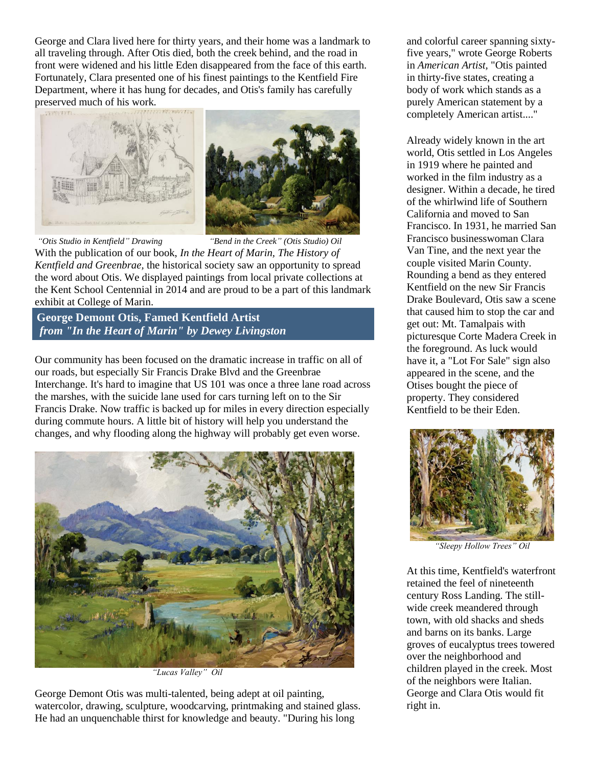George and Clara lived here for thirty years, and their home was a landmark to all traveling through. After Otis died, both the creek behind, and the road in front were widened and his little Eden disappeared from the face of this earth. Fortunately, Clara presented one of his finest paintings to the Kentfield Fire Department, where it has hung for decades, and Otis's family has carefully preserved much of his work.

*"Otis Studio in Kentfield" Drawing*

*"Bend in the Creek" (Otis Studio) Oil*

With the publication of our book, *In the Heart of Marin, The History of Kentfield and Greenbrae,* the historical society saw an opportunity to spread the word about Otis. We displayed paintings from local private collections at the Kent School Centennial in 2014 and are proud to be a part of this landmark exhibit at College of Marin.

## George Demont Otis, Famed Kentfield Artist
### *from "In the Heart of Marin" by Dewey Livingston*

Our community has been focused on the dramatic increase in traffic on all of our roads, but especially Sir Francis Drake Blvd and the Greenbrae Interchange. It's hard to imagine that US 101 was once a three lane road across the marshes, with the suicide lane used for cars turning left on to the Sir Francis Drake. Now traffic is backed up for miles in every direction especially during commute hours. A little bit of history will help you understand the changes, and why flooding along the highway will probably get even worse.

*"Lucas Valley" Oil*

George Demont Otis was multi-talented, being adept at oil painting, watercolor, drawing, sculpture, woodcarving, printmaking and stained glass. He had an unquenchable thirst for knowledge and beauty. "During his long and colorful career spanning sixty-five years," wrote George Roberts in *American Artist*, "Otis painted in thirty-five states, creating a body of work which stands as a purely American statement by a completely American artist...."

Already widely known in the art world, Otis settled in Los Angeles in 1919 where he painted and worked in the film industry as a designer. Within a decade, he tired of the whirlwind life of Southern California and moved to San Francisco. In 1931, he married San Francisco businesswoman Clara Van Tine, and the next year the couple visited Marin County. Rounding a bend as they entered Kentfield on the new Sir Francis Drake Boulevard, Otis saw a scene that caused him to stop the car and get out: Mt. Tamalpais with picturesque Corte Madera Creek in the foreground. As luck would have it, a "Lot For Sale" sign also appeared in the scene, and the Otises bought the piece of property. They considered Kentfield to be their Eden.

*"Sleepy Hollow Trees" Oil*

At this time, Kentfield's waterfront retained the feel of nineteenth century Ross Landing. The still-wide creek meandered through town, with old shacks and sheds and barns on its banks. Large groves of eucalyptus trees towered over the neighborhood and children played in the creek. Most of the neighbors were Italian. George and Clara Otis would fit right in.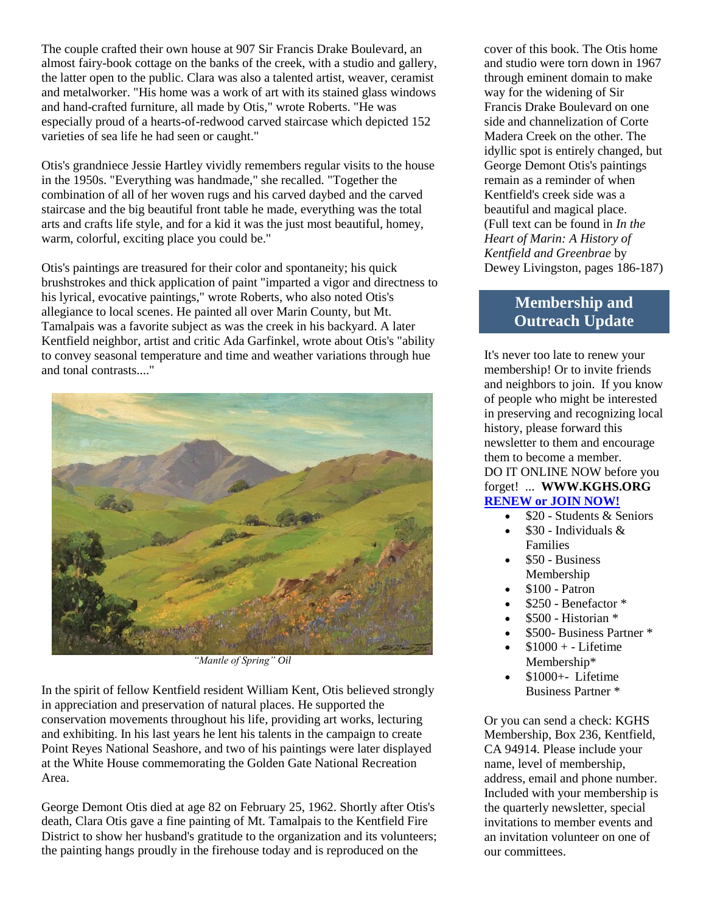The couple crafted their own house at 907 Sir Francis Drake Boulevard, an almost fairy-book cottage on the banks of the creek, with a studio and gallery, the latter open to the public. Clara was also a talented artist, weaver, ceramist and metalworker. "His home was a work of art with its stained glass windows and hand-crafted furniture, all made by Otis," wrote Roberts. "He was especially proud of a hearts-of-redwood carved staircase which depicted 152 varieties of sea life he had seen or caught."

Otis's grandniece Jessie Hartley vividly remembers regular visits to the house in the 1950s. "Everything was handmade," she recalled. "Together the combination of all of her woven rugs and his carved daybed and the carved staircase and the big beautiful front table he made, everything was the total arts and crafts life style, and for a kid it was the just most beautiful, homey, warm, colorful, exciting place you could be."

Otis's paintings are treasured for their color and spontaneity; his quick brushstrokes and thick application of paint "imparted a vigor and directness to his lyrical, evocative paintings," wrote Roberts, who also noted Otis's allegiance to local scenes. He painted all over Marin County, but Mt. Tamalpais was a favorite subject as was the creek in his backyard. A later Kentfield neighbor, artist and critic Ada Garfinkel, wrote about Otis's "ability to convey seasonal temperature and time and weather variations through hue and tonal contrasts...."

*"Mantle of Spring" Oil*

In the spirit of fellow Kentfield resident William Kent, Otis believed strongly in appreciation and preservation of natural places. He supported the conservation movements throughout his life, providing art works, lecturing and exhibiting. In his last years he lent his talents in the campaign to create Point Reyes National Seashore, and two of his paintings were later displayed at the White House commemorating the Golden Gate National Recreation Area.

George Demont Otis died at age 82 on February 25, 1962. Shortly after Otis's death, Clara Otis gave a fine painting of Mt. Tamalpais to the Kentfield Fire District to show her husband's gratitude to the organization and its volunteers; the painting hangs proudly in the firehouse today and is reproduced on the cover of this book. The Otis home and studio were torn down in 1967 through eminent domain to make way for the widening of Sir Francis Drake Boulevard on one side and channelization of Corte Madera Creek on the other. The idyllic spot is entirely changed, but George Demont Otis's paintings remain as a reminder of when Kentfield's creek side was a beautiful and magical place. (Full text can be found in *In the Heart of Marin: A History of Kentfield and Greenbrae* by Dewey Livingston, pages 186-187)

## Membership and Outreach Update

It's never too late to renew your membership! Or to invite friends and neighbors to join. If you know of people who might be interested in preserving and recognizing local history, please forward this newsletter to them and encourage them to become a member.
DO IT ONLINE NOW before you forget! ... **WWW.KGHS.ORG**
**RENEW or JOIN NOW!**

- $20 - Students & Seniors
- $30 - Individuals & Families
- $50 - Business Membership
- $100 - Patron
- $250 - Benefactor *
- $500 - Historian *
- $500- Business Partner *
- $1000 + - Lifetime Membership*
- $1000+- Lifetime Business Partner *

Or you can send a check: KGHS Membership, Box 236, Kentfield, CA 94914. Please include your name, level of membership, address, email and phone number. Included with your membership is the quarterly newsletter, special invitations to member events and an invitation volunteer on one of our committees.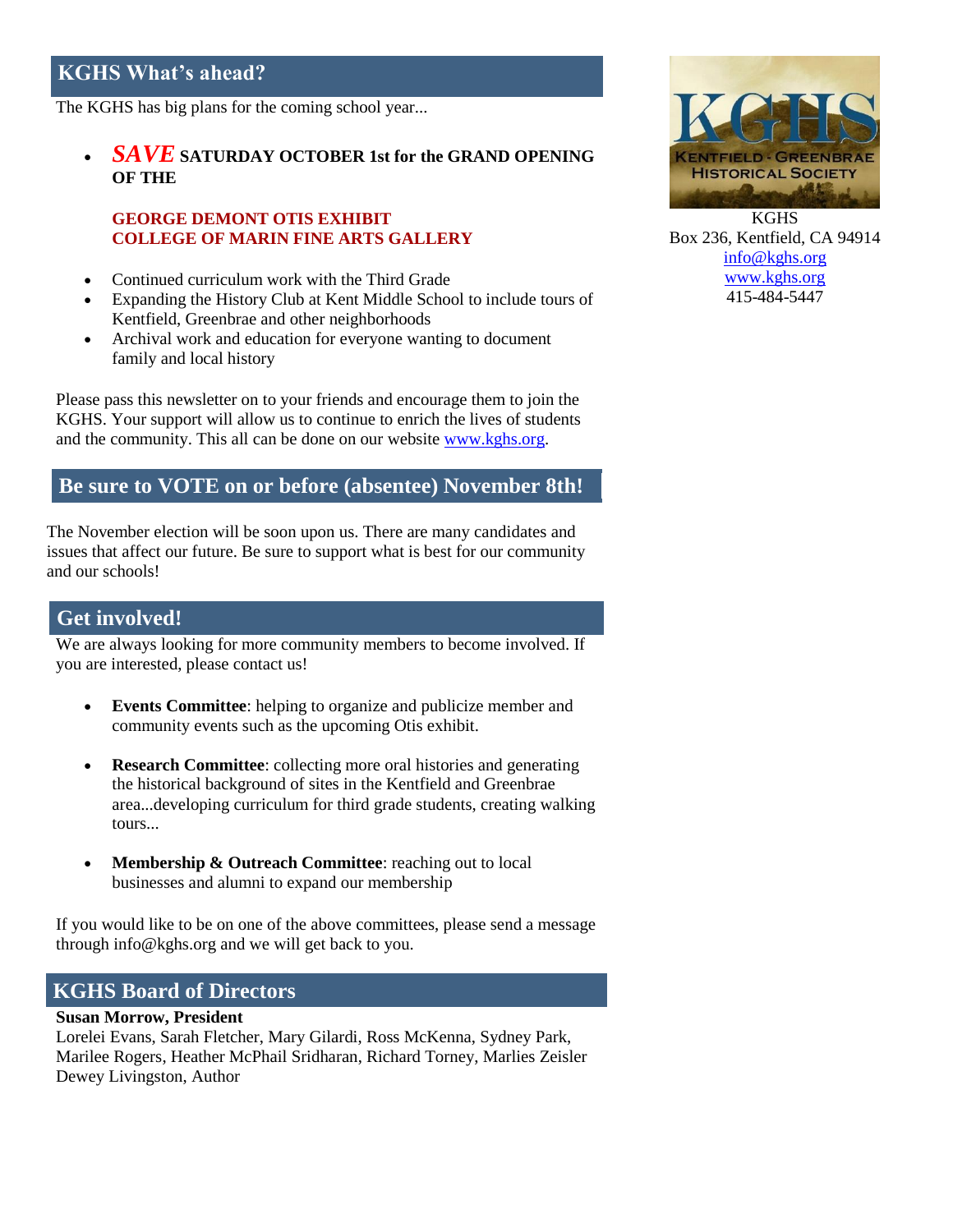## KGHS What's ahead?

The KGHS has big plans for the coming school year...

- ***SAVE*** **SATURDAY OCTOBER 1st for the GRAND OPENING OF THE**

  **GEORGE DEMONT OTIS EXHIBIT**
  **COLLEGE OF MARIN FINE ARTS GALLERY**

- Continued curriculum work with the Third Grade
- Expanding the History Club at Kent Middle School to include tours of Kentfield, Greenbrae and other neighborhoods
- Archival work and education for everyone wanting to document family and local history

Please pass this newsletter on to your friends and encourage them to join the KGHS. Your support will allow us to continue to enrich the lives of students and the community. This all can be done on our website www.kghs.org.

KENTFIELD · GREENBRAE HISTORICAL SOCIETY

KGHS
Box 236, Kentfield, CA 94914
info@kghs.org
www.kghs.org
415-484-5447

## Be sure to VOTE on or before (absentee) November 8th!

The November election will be soon upon us. There are many candidates and issues that affect our future. Be sure to support what is best for our community and our schools!

## Get involved!

We are always looking for more community members to become involved. If you are interested, please contact us!

- **Events Committee**: helping to organize and publicize member and community events such as the upcoming Otis exhibit.

- **Research Committee**: collecting more oral histories and generating the historical background of sites in the Kentfield and Greenbrae area...developing curriculum for third grade students, creating walking tours...

- **Membership & Outreach Committee**: reaching out to local businesses and alumni to expand our membership

If you would like to be on one of the above committees, please send a message through info@kghs.org and we will get back to you.

## KGHS Board of Directors

**Susan Morrow, President**
Lorelei Evans, Sarah Fletcher, Mary Gilardi, Ross McKenna, Sydney Park, Marilee Rogers, Heather McPhail Sridharan, Richard Torney, Marlies Zeisler
Dewey Livingston, Author